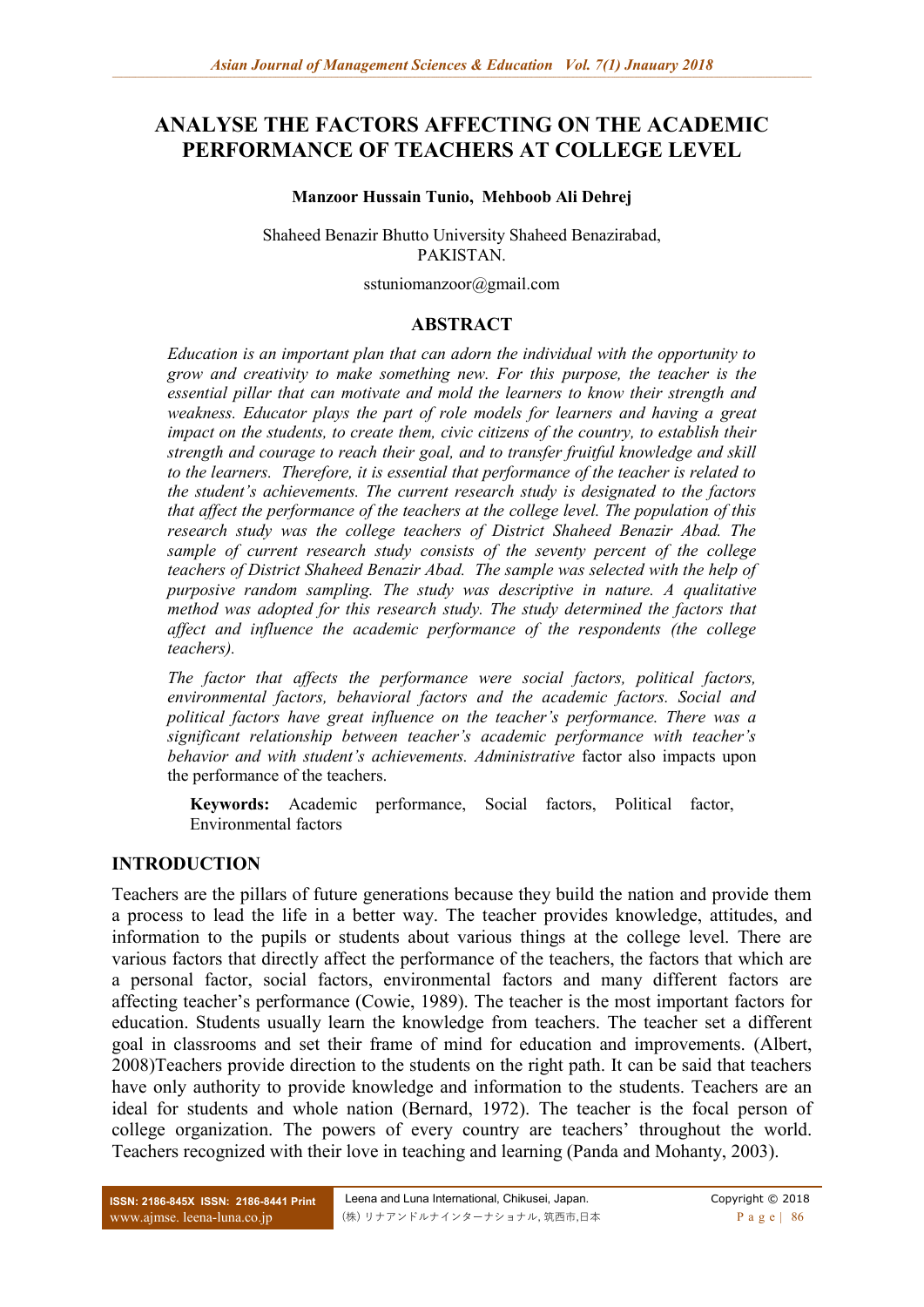# ANALYSE THE FACTORS AFFECTING ON THE ACADEMIC PERFORMANCE OF TEACHERS AT COLLEGE LEVEL

**Manzoor Hussain Tunio, Mehboob Ali Dehrej**

Shaheed Benazir Bhutto University Shaheed Benazirabad, PAKISTAN.

sstuniomanzoor@gmail.com

## ABSTRACT

*Education is an important plan that can adorn the individual with the opportunity to grow and creativity to make something new. For this purpose, the teacher is the essential pillar that can motivate and mold the learners to know their strength and weakness. Educator plays the part of role models for learners and having a great impact on the students, to create them, civic citizens of the country, to establish their strength and courage to reach their goal, and to transfer fruitful knowledge and skill to the learners. Therefore, it is essential that performance of the teacher is related to the student's achievements. The current research study is designated to the factors that affect the performance of the teachers at the college level. The population of this research study was the college teachers of District Shaheed Benazir Abad. The sample of current research study consists of the seventy percent of the college teachers of District Shaheed Benazir Abad. The sample was selected with the help of purposive random sampling. The study was descriptive in nature. A qualitative method was adopted for this research study. The study determined the factors that affect and influence the academic performance of the respondents (the college teachers).*

*The factor that affects the performance were social factors, political factors, environmental factors, behavioral factors and the academic factors. Social and political factors have great influence on the teacher's performance. There was a significant relationship between teacher's academic performance with teacher's behavior and with student's achievements. Administrative* factor also impacts upon the performance of the teachers.

**Keywords:** Academic performance, Social factors, Political factor, Environmental factors

## INTRODUCTION

Teachers are the pillars of future generations because they build the nation and provide them a process to lead the life in a better way. The teacher provides knowledge, attitudes, and information to the pupils or students about various things at the college level. There are various factors that directly affect the performance of the teachers, the factors that which are a personal factor, social factors, environmental factors and many different factors are affecting teacher's performance (Cowie, 1989). The teacher is the most important factors for education. Students usually learn the knowledge from teachers. The teacher set a different goal in classrooms and set their frame of mind for education and improvements. (Albert, 2008)Teachers provide direction to the students on the right path. It can be said that teachers have only authority to provide knowledge and information to the students. Teachers are an ideal for students and whole nation (Bernard, 1972). The teacher is the focal person of college organization. The powers of every country are teachers' throughout the world. Teachers recognized with their love in teaching and learning (Panda and Mohanty, 2003).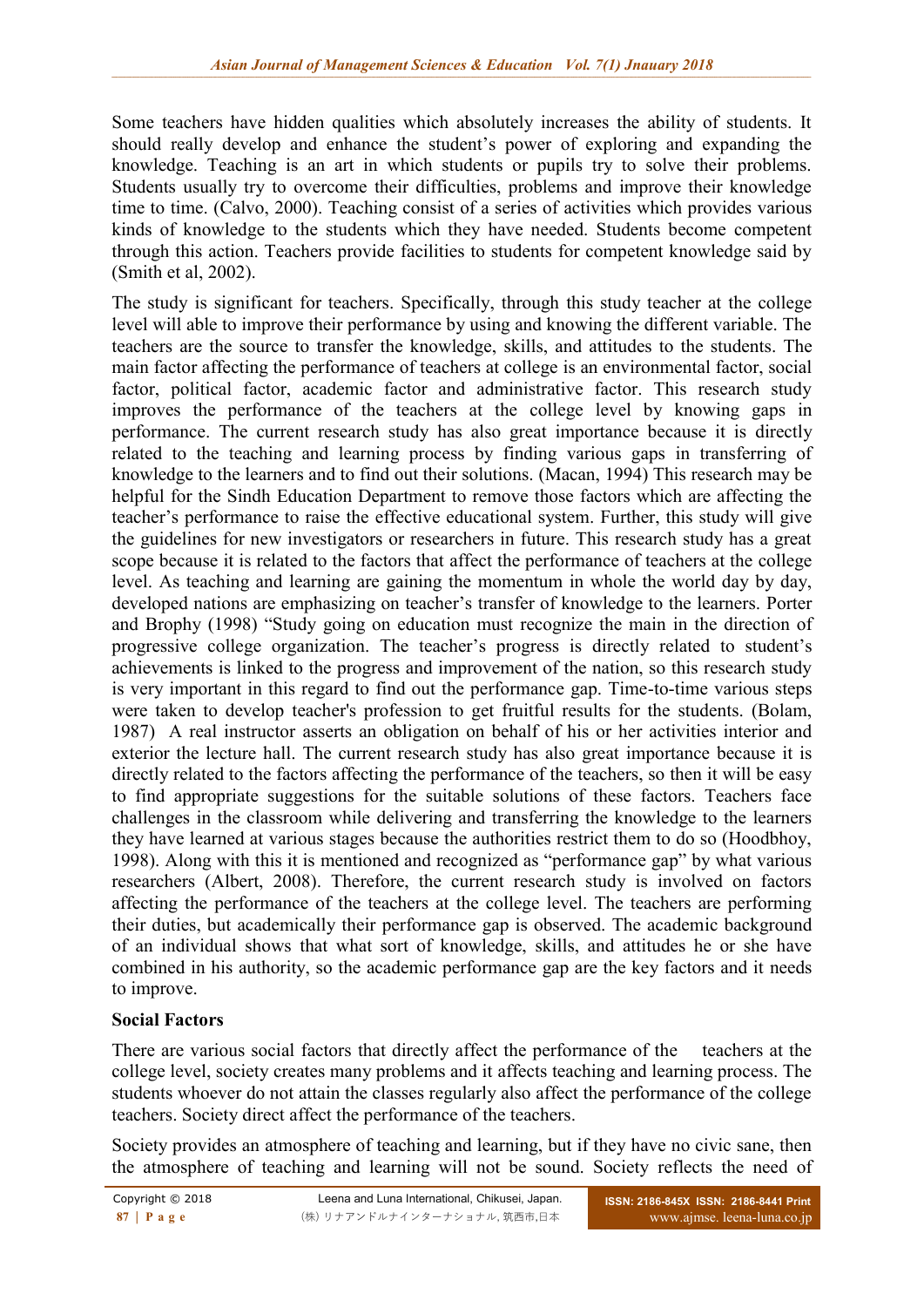Some teachers have hidden qualities which absolutely increases the ability of students. It should really develop and enhance the student's power of exploring and expanding the knowledge. Teaching is an art in which students or pupils try to solve their problems. Students usually try to overcome their difficulties, problems and improve their knowledge time to time. (Calvo, 2000). Teaching consist of a series of activities which provides various kinds of knowledge to the students which they have needed. Students become competent through this action. Teachers provide facilities to students for competent knowledge said by (Smith et al, 2002).

The study is significant for teachers. Specifically, through this study teacher at the college level will able to improve their performance by using and knowing the different variable. The teachers are the source to transfer the knowledge, skills, and attitudes to the students. The main factor affecting the performance of teachers at college is an environmental factor, social factor, political factor, academic factor and administrative factor. This research study improves the performance of the teachers at the college level by knowing gaps in performance. The current research study has also great importance because it is directly related to the teaching and learning process by finding various gaps in transferring of knowledge to the learners and to find out their solutions. (Macan, 1994) This research may be helpful for the Sindh Education Department to remove those factors which are affecting the teacher's performance to raise the effective educational system. Further, this study will give the guidelines for new investigators or researchers in future. This research study has a great scope because it is related to the factors that affect the performance of teachers at the college level. As teaching and learning are gaining the momentum in whole the world day by day, developed nations are emphasizing on teacher's transfer of knowledge to the learners. Porter and Brophy (1998) "Study going on education must recognize the main in the direction of progressive college organization. The teacher's progress is directly related to student's achievements is linked to the progress and improvement of the nation, so this research study is very important in this regard to find out the performance gap. Time-to-time various steps were taken to develop teacher's profession to get fruitful results for the students. (Bolam, 1987) A real instructor asserts an obligation on behalf of his or her activities interior and exterior the lecture hall. The current research study has also great importance because it is directly related to the factors affecting the performance of the teachers, so then it will be easy to find appropriate suggestions for the suitable solutions of these factors. Teachers face challenges in the classroom while delivering and transferring the knowledge to the learners they have learned at various stages because the authorities restrict them to do so (Hoodbhoy, 1998). Along with this it is mentioned and recognized as "performance gap" by what various researchers (Albert, 2008). Therefore, the current research study is involved on factors affecting the performance of the teachers at the college level. The teachers are performing their duties, but academically their performance gap is observed. The academic background of an individual shows that what sort of knowledge, skills, and attitudes he or she have combined in his authority, so the academic performance gap are the key factors and it needs to improve.

**Social Factors**

There are various social factors that directly affect the performance of the teachers at the college level, society creates many problems and it affects teaching and learning process. The students whoever do not attain the classes regularly also affect the performance of the college teachers. Society direct affect the performance of the teachers.

Society provides an atmosphere of teaching and learning, but if they have no civic sane, then the atmosphere of teaching and learning will not be sound. Society reflects the need of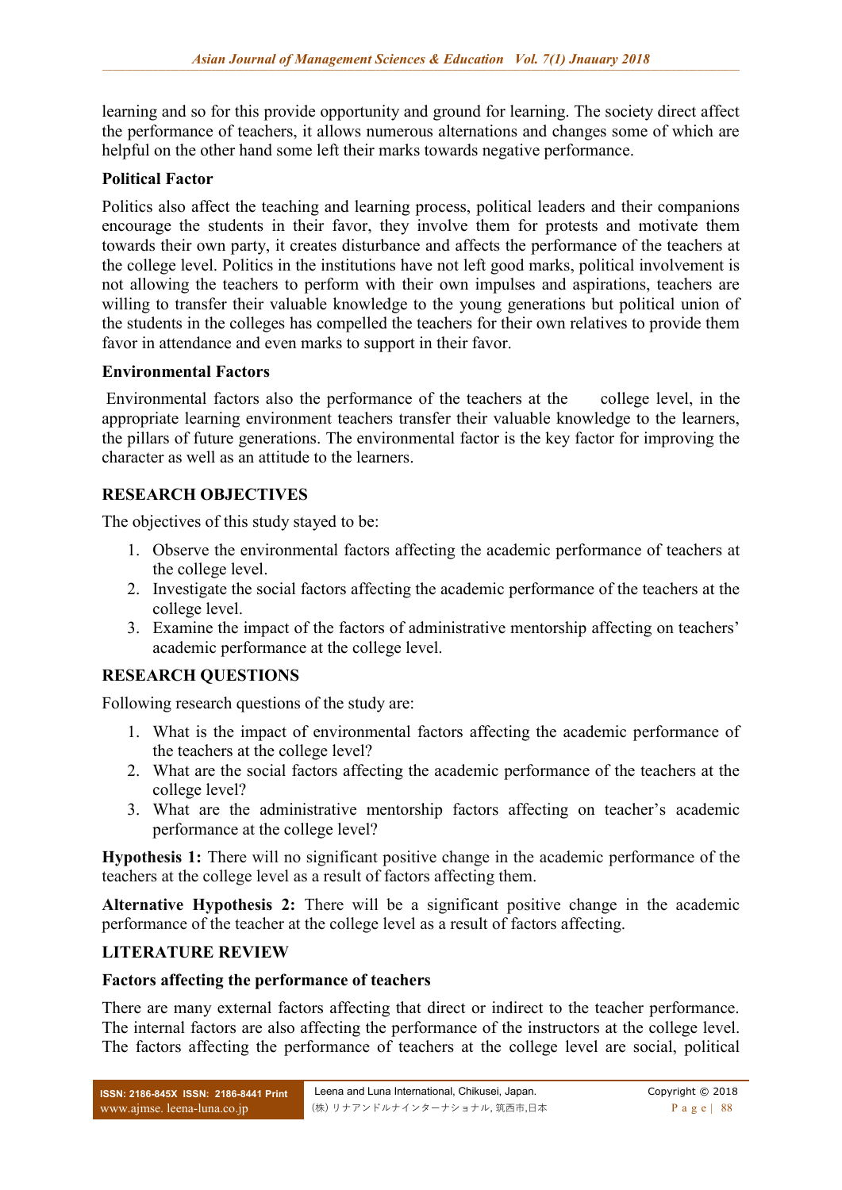learning and so for this provide opportunity and ground for learning. The society direct affect the performance of teachers, it allows numerous alternations and changes some of which are helpful on the other hand some left their marks towards negative performance.

**Political Factor**

Politics also affect the teaching and learning process, political leaders and their companions encourage the students in their favor, they involve them for protests and motivate them towards their own party, it creates disturbance and affects the performance of the teachers at the college level. Politics in the institutions have not left good marks, political involvement is not allowing the teachers to perform with their own impulses and aspirations, teachers are willing to transfer their valuable knowledge to the young generations but political union of the students in the colleges has compelled the teachers for their own relatives to provide them favor in attendance and even marks to support in their favor.

**Environmental Factors**

Environmental factors also the performance of the teachers at the college level, in the appropriate learning environment teachers transfer their valuable knowledge to the learners, the pillars of future generations. The environmental factor is the key factor for improving the character as well as an attitude to the learners.

## RESEARCH OBJECTIVES

The objectives of this study stayed to be:

1. Observe the environmental factors affecting the academic performance of teachers at the college level.
2. Investigate the social factors affecting the academic performance of the teachers at the college level.
3. Examine the impact of the factors of administrative mentorship affecting on teachers' academic performance at the college level.

## RESEARCH QUESTIONS

Following research questions of the study are:

1. What is the impact of environmental factors affecting the academic performance of the teachers at the college level?
2. What are the social factors affecting the academic performance of the teachers at the college level?
3. What are the administrative mentorship factors affecting on teacher's academic performance at the college level?

**Hypothesis 1:** There will no significant positive change in the academic performance of the teachers at the college level as a result of factors affecting them.

**Alternative Hypothesis 2:** There will be a significant positive change in the academic performance of the teacher at the college level as a result of factors affecting.

## LITERATURE REVIEW

**Factors affecting the performance of teachers**

There are many external factors affecting that direct or indirect to the teacher performance. The internal factors are also affecting the performance of the instructors at the college level. The factors affecting the performance of teachers at the college level are social, political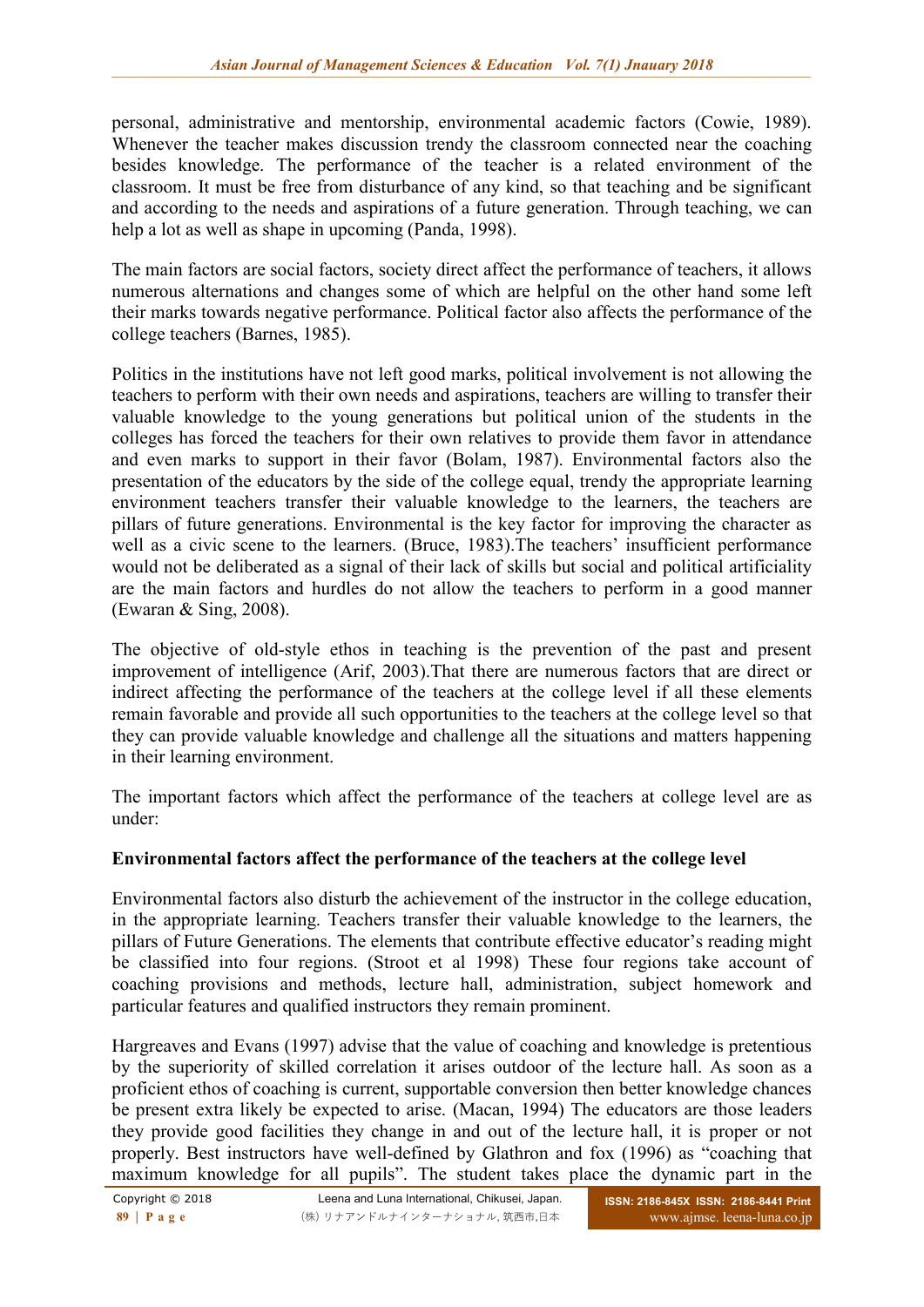personal, administrative and mentorship, environmental academic factors (Cowie, 1989). Whenever the teacher makes discussion trendy the classroom connected near the coaching besides knowledge. The performance of the teacher is a related environment of the classroom. It must be free from disturbance of any kind, so that teaching and be significant and according to the needs and aspirations of a future generation. Through teaching, we can help a lot as well as shape in upcoming (Panda, 1998).

The main factors are social factors, society direct affect the performance of teachers, it allows numerous alternations and changes some of which are helpful on the other hand some left their marks towards negative performance. Political factor also affects the performance of the college teachers (Barnes, 1985).

Politics in the institutions have not left good marks, political involvement is not allowing the teachers to perform with their own needs and aspirations, teachers are willing to transfer their valuable knowledge to the young generations but political union of the students in the colleges has forced the teachers for their own relatives to provide them favor in attendance and even marks to support in their favor (Bolam, 1987). Environmental factors also the presentation of the educators by the side of the college equal, trendy the appropriate learning environment teachers transfer their valuable knowledge to the learners, the teachers are pillars of future generations. Environmental is the key factor for improving the character as well as a civic scene to the learners. (Bruce, 1983).The teachers' insufficient performance would not be deliberated as a signal of their lack of skills but social and political artificiality are the main factors and hurdles do not allow the teachers to perform in a good manner (Ewaran & Sing, 2008).

The objective of old-style ethos in teaching is the prevention of the past and present improvement of intelligence (Arif, 2003).That there are numerous factors that are direct or indirect affecting the performance of the teachers at the college level if all these elements remain favorable and provide all such opportunities to the teachers at the college level so that they can provide valuable knowledge and challenge all the situations and matters happening in their learning environment.

The important factors which affect the performance of the teachers at college level are as under:

**Environmental factors affect the performance of the teachers at the college level**

Environmental factors also disturb the achievement of the instructor in the college education, in the appropriate learning. Teachers transfer their valuable knowledge to the learners, the pillars of Future Generations. The elements that contribute effective educator's reading might be classified into four regions. (Stroot et al 1998) These four regions take account of coaching provisions and methods, lecture hall, administration, subject homework and particular features and qualified instructors they remain prominent.

Hargreaves and Evans (1997) advise that the value of coaching and knowledge is pretentious by the superiority of skilled correlation it arises outdoor of the lecture hall. As soon as a proficient ethos of coaching is current, supportable conversion then better knowledge chances be present extra likely be expected to arise. (Macan, 1994) The educators are those leaders they provide good facilities they change in and out of the lecture hall, it is proper or not properly. Best instructors have well-defined by Glathron and fox (1996) as "coaching that maximum knowledge for all pupils". The student takes place the dynamic part in the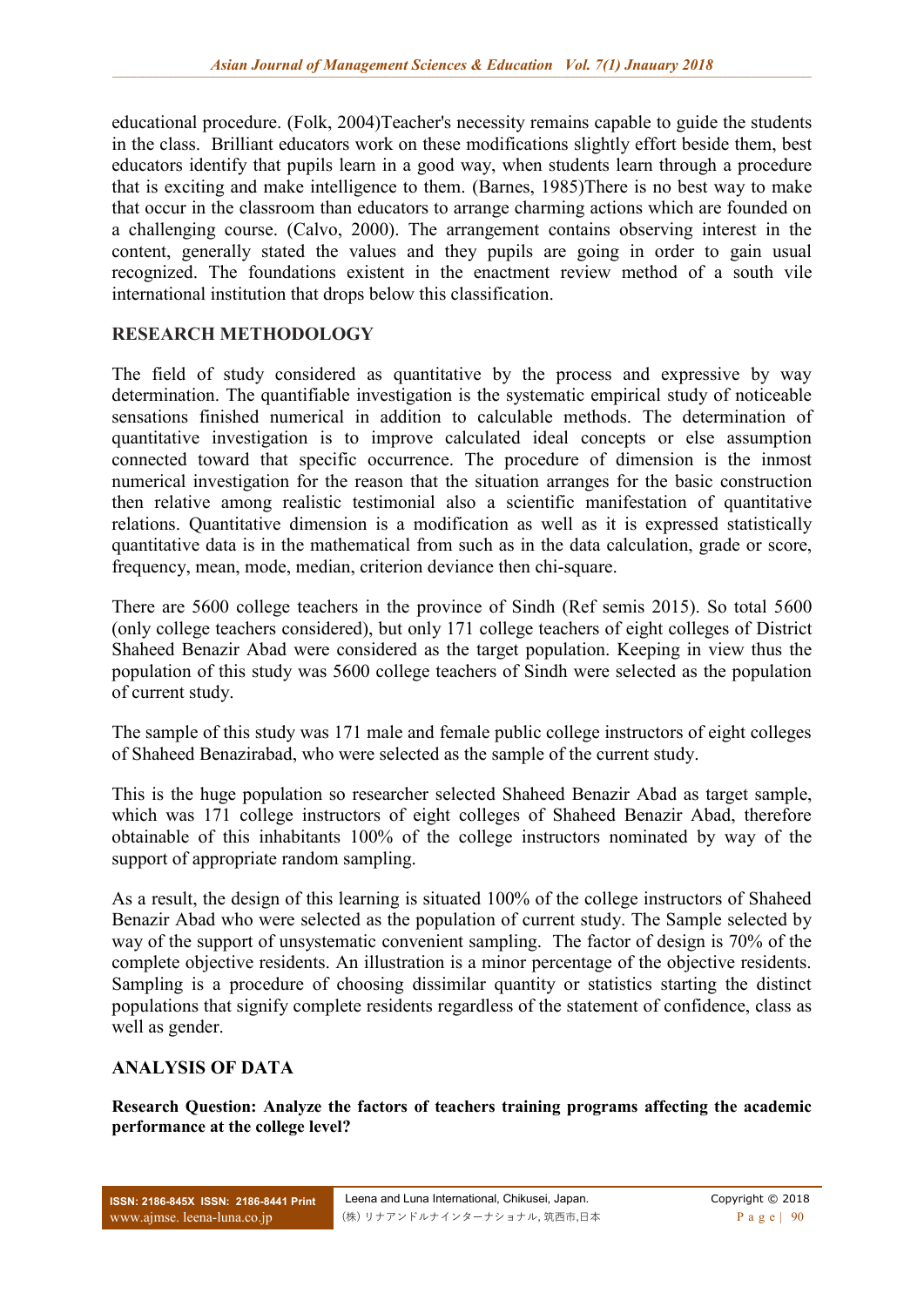educational procedure. (Folk, 2004)Teacher's necessity remains capable to guide the students in the class. Brilliant educators work on these modifications slightly effort beside them, best educators identify that pupils learn in a good way, when students learn through a procedure that is exciting and make intelligence to them. (Barnes, 1985)There is no best way to make that occur in the classroom than educators to arrange charming actions which are founded on a challenging course. (Calvo, 2000). The arrangement contains observing interest in the content, generally stated the values and they pupils are going in order to gain usual recognized. The foundations existent in the enactment review method of a south vile international institution that drops below this classification.

## RESEARCH METHODOLOGY

The field of study considered as quantitative by the process and expressive by way determination. The quantifiable investigation is the systematic empirical study of noticeable sensations finished numerical in addition to calculable methods. The determination of quantitative investigation is to improve calculated ideal concepts or else assumption connected toward that specific occurrence. The procedure of dimension is the inmost numerical investigation for the reason that the situation arranges for the basic construction then relative among realistic testimonial also a scientific manifestation of quantitative relations. Quantitative dimension is a modification as well as it is expressed statistically quantitative data is in the mathematical from such as in the data calculation, grade or score, frequency, mean, mode, median, criterion deviance then chi-square.

There are 5600 college teachers in the province of Sindh (Ref semis 2015). So total 5600 (only college teachers considered), but only 171 college teachers of eight colleges of District Shaheed Benazir Abad were considered as the target population. Keeping in view thus the population of this study was 5600 college teachers of Sindh were selected as the population of current study.

The sample of this study was 171 male and female public college instructors of eight colleges of Shaheed Benazirabad, who were selected as the sample of the current study.

This is the huge population so researcher selected Shaheed Benazir Abad as target sample, which was 171 college instructors of eight colleges of Shaheed Benazir Abad, therefore obtainable of this inhabitants 100% of the college instructors nominated by way of the support of appropriate random sampling.

As a result, the design of this learning is situated 100% of the college instructors of Shaheed Benazir Abad who were selected as the population of current study. The Sample selected by way of the support of unsystematic convenient sampling. The factor of design is 70% of the complete objective residents. An illustration is a minor percentage of the objective residents. Sampling is a procedure of choosing dissimilar quantity or statistics starting the distinct populations that signify complete residents regardless of the statement of confidence, class as well as gender.

## ANALYSIS OF DATA

**Research Question: Analyze the factors of teachers training programs affecting the academic performance at the college level?**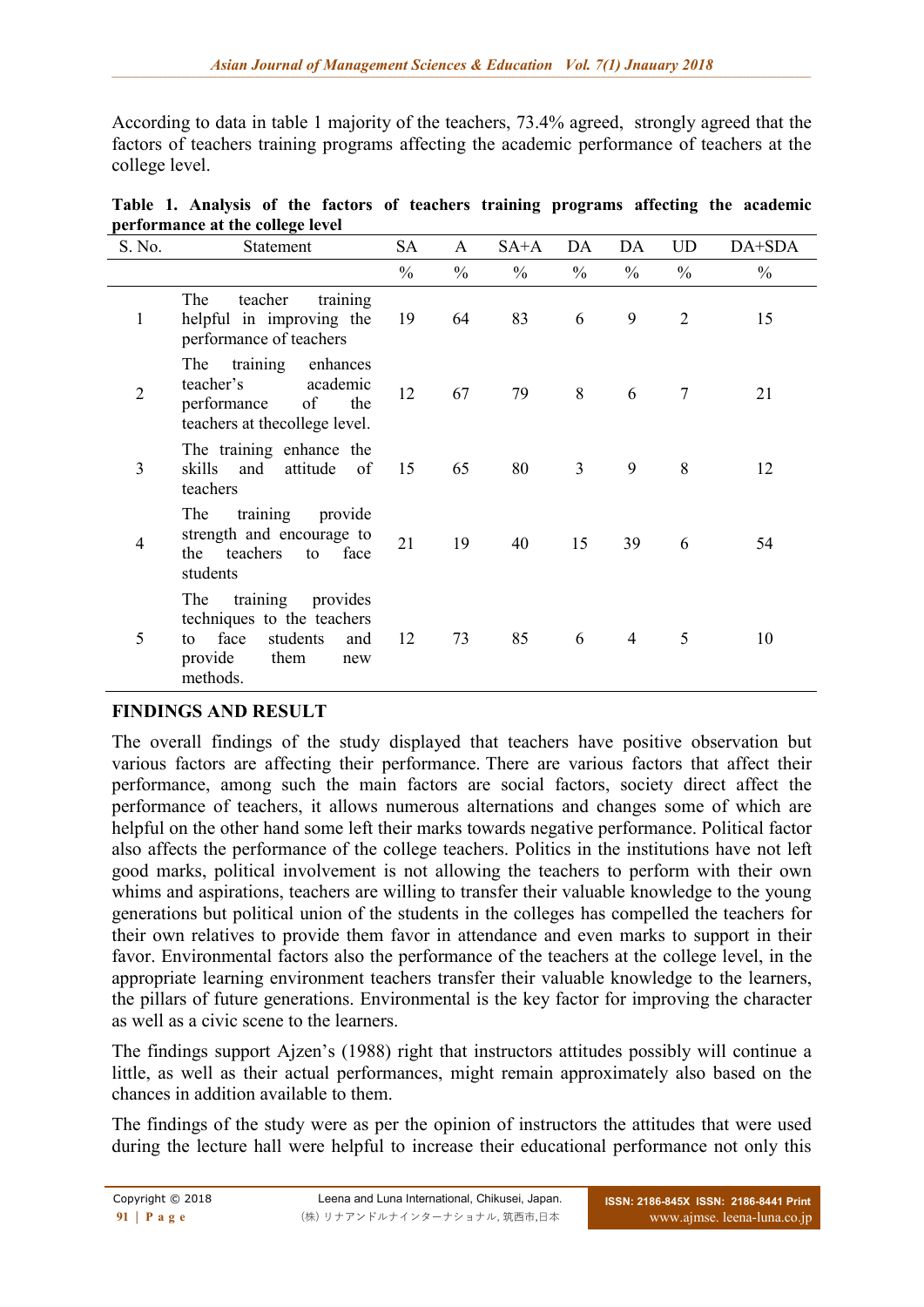According to data in table 1 majority of the teachers, 73.4% agreed,  strongly agreed that the factors of teachers training programs affecting the academic performance of teachers at the college level.

**Table 1. Analysis of the factors of teachers training programs affecting the academic performance at the college level**

| S. No. | Statement | SA | A | SA+A | DA | DA | UD | DA+SDA |
|---|---|---|---|---|---|---|---|---|
| | | % | % | % | % | % | % | % |
| 1 | The teacher training helpful in improving the performance of teachers | 19 | 64 | 83 | 6 | 9 | 2 | 15 |
| 2 | The training enhances teacher's academic performance of the teachers at thecollege level. | 12 | 67 | 79 | 8 | 6 | 7 | 21 |
| 3 | The training enhance the skills and attitude of teachers | 15 | 65 | 80 | 3 | 9 | 8 | 12 |
| 4 | The training provide strength and encourage to the teachers to face students | 21 | 19 | 40 | 15 | 39 | 6 | 54 |
| 5 | The training provides techniques to the teachers to face students and provide them new methods. | 12 | 73 | 85 | 6 | 4 | 5 | 10 |

## FINDINGS AND RESULT

The overall findings of the study displayed that teachers have positive observation but various factors are affecting their performance. There are various factors that affect their performance, among such the main factors are social factors, society direct affect the performance of teachers, it allows numerous alternations and changes some of which are helpful on the other hand some left their marks towards negative performance. Political factor also affects the performance of the college teachers. Politics in the institutions have not left good marks, political involvement is not allowing the teachers to perform with their own whims and aspirations, teachers are willing to transfer their valuable knowledge to the young generations but political union of the students in the colleges has compelled the teachers for their own relatives to provide them favor in attendance and even marks to support in their favor. Environmental factors also the performance of the teachers at the college level, in the appropriate learning environment teachers transfer their valuable knowledge to the learners, the pillars of future generations. Environmental is the key factor for improving the character as well as a civic scene to the learners.

The findings support Ajzen's (1988) right that instructors attitudes possibly will continue a little, as well as their actual performances, might remain approximately also based on the chances in addition available to them.

The findings of the study were as per the opinion of instructors the attitudes that were used during the lecture hall were helpful to increase their educational performance not only this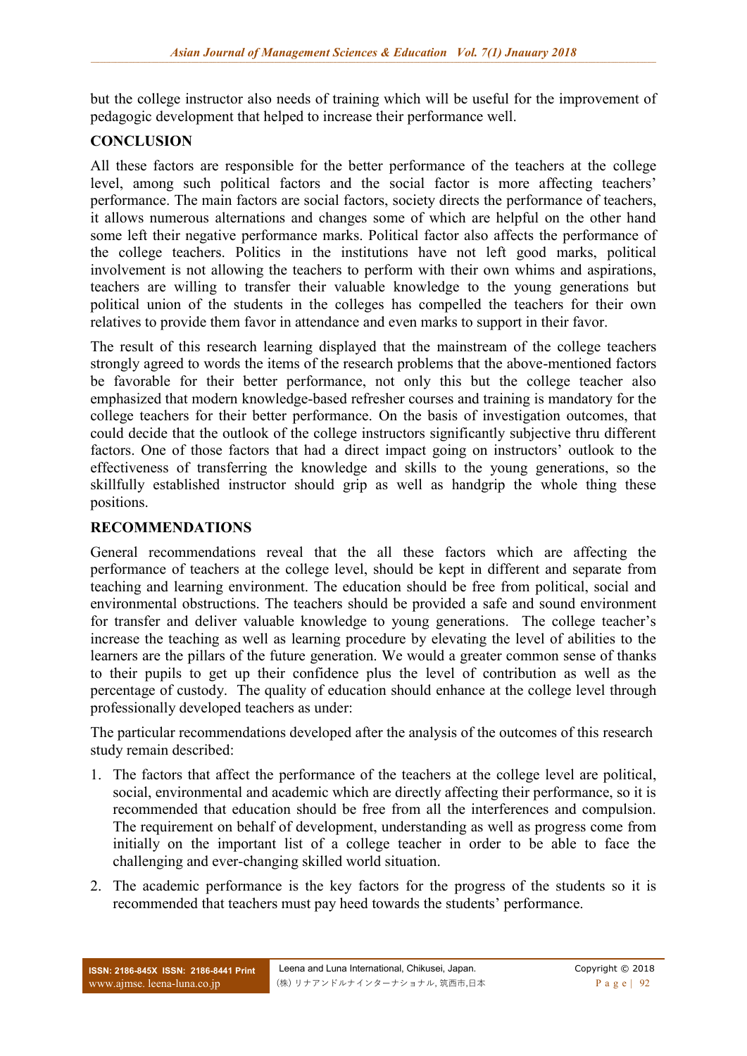but the college instructor also needs of training which will be useful for the improvement of pedagogic development that helped to increase their performance well.

## CONCLUSION

All these factors are responsible for the better performance of the teachers at the college level, among such political factors and the social factor is more affecting teachers' performance. The main factors are social factors, society directs the performance of teachers, it allows numerous alternations and changes some of which are helpful on the other hand some left their negative performance marks. Political factor also affects the performance of the college teachers. Politics in the institutions have not left good marks, political involvement is not allowing the teachers to perform with their own whims and aspirations, teachers are willing to transfer their valuable knowledge to the young generations but political union of the students in the colleges has compelled the teachers for their own relatives to provide them favor in attendance and even marks to support in their favor.

The result of this research learning displayed that the mainstream of the college teachers strongly agreed to words the items of the research problems that the above-mentioned factors be favorable for their better performance, not only this but the college teacher also emphasized that modern knowledge-based refresher courses and training is mandatory for the college teachers for their better performance. On the basis of investigation outcomes, that could decide that the outlook of the college instructors significantly subjective thru different factors. One of those factors that had a direct impact going on instructors' outlook to the effectiveness of transferring the knowledge and skills to the young generations, so the skillfully established instructor should grip as well as handgrip the whole thing these positions.

## RECOMMENDATIONS

General recommendations reveal that the all these factors which are affecting the performance of teachers at the college level, should be kept in different and separate from teaching and learning environment. The education should be free from political, social and environmental obstructions. The teachers should be provided a safe and sound environment for transfer and deliver valuable knowledge to young generations. The college teacher's increase the teaching as well as learning procedure by elevating the level of abilities to the learners are the pillars of the future generation. We would a greater common sense of thanks to their pupils to get up their confidence plus the level of contribution as well as the percentage of custody. The quality of education should enhance at the college level through professionally developed teachers as under:

The particular recommendations developed after the analysis of the outcomes of this research study remain described:

1. The factors that affect the performance of the teachers at the college level are political, social, environmental and academic which are directly affecting their performance, so it is recommended that education should be free from all the interferences and compulsion. The requirement on behalf of development, understanding as well as progress come from initially on the important list of a college teacher in order to be able to face the challenging and ever-changing skilled world situation.
2. The academic performance is the key factors for the progress of the students so it is recommended that teachers must pay heed towards the students' performance.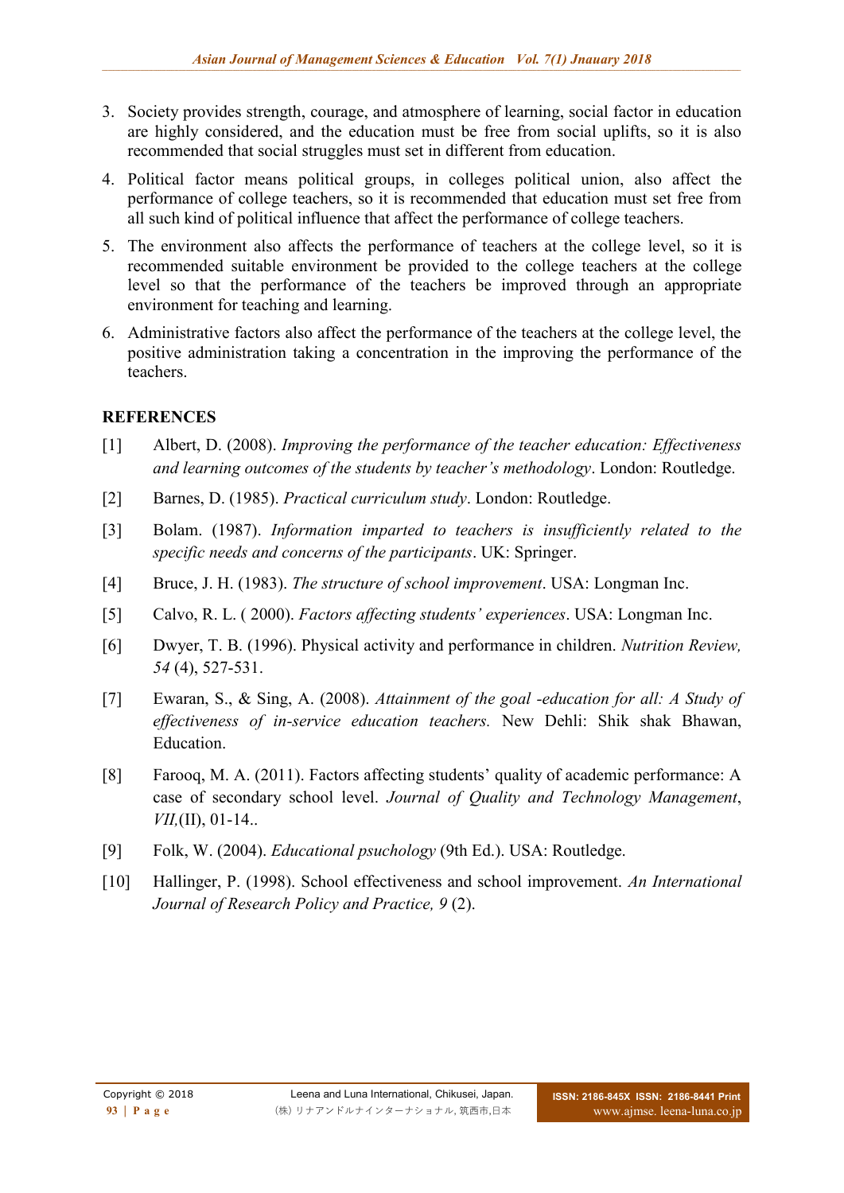3. Society provides strength, courage, and atmosphere of learning, social factor in education are highly considered, and the education must be free from social uplifts, so it is also recommended that social struggles must set in different from education.
4. Political factor means political groups, in colleges political union, also affect the performance of college teachers, so it is recommended that education must set free from all such kind of political influence that affect the performance of college teachers.
5. The environment also affects the performance of teachers at the college level, so it is recommended suitable environment be provided to the college teachers at the college level so that the performance of the teachers be improved through an appropriate environment for teaching and learning.
6. Administrative factors also affect the performance of the teachers at the college level, the positive administration taking a concentration in the improving the performance of the teachers.

**REFERENCES**

[1] Albert, D. (2008). *Improving the performance of the teacher education: Effectiveness and learning outcomes of the students by teacher's methodology*. London: Routledge.

[2] Barnes, D. (1985). *Practical curriculum study*. London: Routledge.

[3] Bolam. (1987). *Information imparted to teachers is insufficiently related to the specific needs and concerns of the participants*. UK: Springer.

[4] Bruce, J. H. (1983). *The structure of school improvement*. USA: Longman Inc.

[5] Calvo, R. L. ( 2000). *Factors affecting students' experiences*. USA: Longman Inc.

[6] Dwyer, T. B. (1996). Physical activity and performance in children. *Nutrition Review, 54* (4), 527-531.

[7] Ewaran, S., & Sing, A. (2008). *Attainment of the goal -education for all: A Study of effectiveness of in-service education teachers.* New Dehli: Shik shak Bhawan, Education.

[8] Farooq, M. A. (2011). Factors affecting students' quality of academic performance: A case of secondary school level. *Journal of Quality and Technology Management*, *VII,*(II), 01-14..

[9] Folk, W. (2004). *Educational psuchology* (9th Ed.). USA: Routledge.

[10] Hallinger, P. (1998). School effectiveness and school improvement. *An International Journal of Research Policy and Practice, 9* (2).